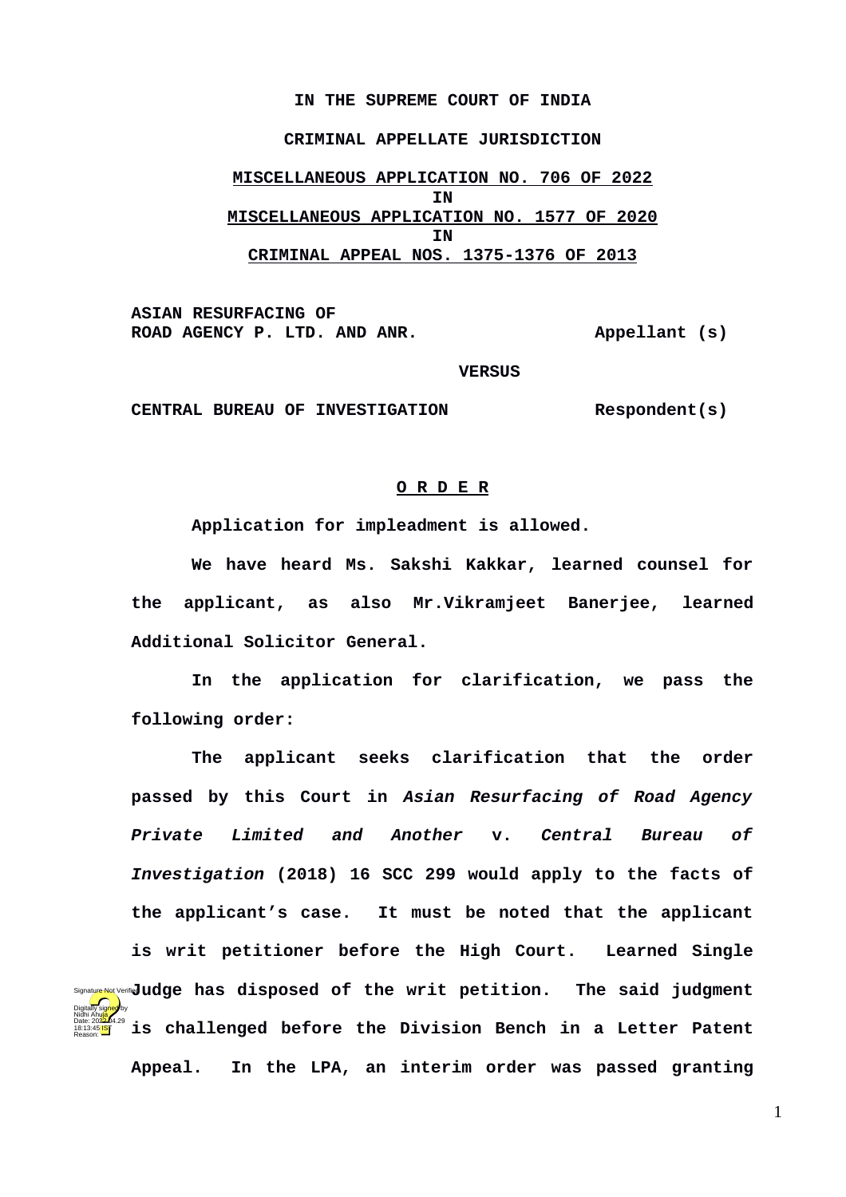**IN THE SUPREME COURT OF INDIA**

**CRIMINAL APPELLATE JURISDICTION**

**MISCELLANEOUS APPLICATION NO. 706 OF 2022**
**IN**
**MISCELLANEOUS APPLICATION NO. 1577 OF 2020**
**IN**
**CRIMINAL APPEAL NOS. 1375-1376 OF 2013**

**ASIAN RESURFACING OF ROAD AGENCY P. LTD. AND ANR. — Appellant (s)**

**VERSUS**

**CENTRAL BUREAU OF INVESTIGATION — Respondent(s)**

**O R D E R**

**Application for impleadment is allowed.**

**We have heard Ms. Sakshi Kakkar, learned counsel for the applicant, as also Mr.Vikramjeet Banerjee, learned Additional Solicitor General.**

**In the application for clarification, we pass the following order:**

**The applicant seeks clarification that the order passed by this Court in *Asian Resurfacing of Road Agency Private Limited and Another* v. *Central Bureau of Investigation* (2018) 16 SCC 299 would apply to the facts of the applicant's case. It must be noted that the applicant is writ petitioner before the High Court. Learned Single Judge has disposed of the writ petition. The said judgment is challenged before the Division Bench in a Letter Patent Appeal. In the LPA, an interim order was passed granting**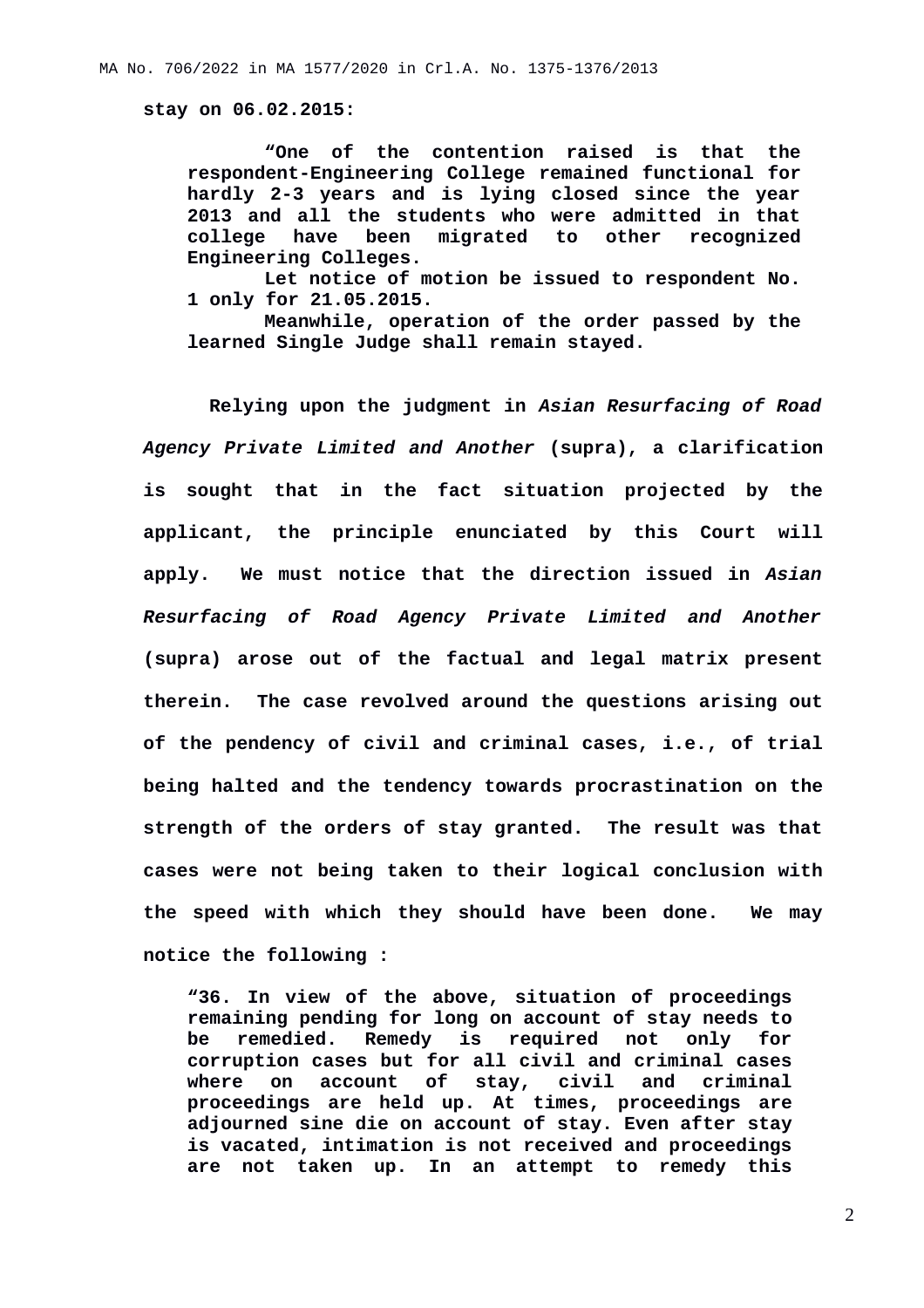**stay on 06.02.2015:**

> **"One of the contention raised is that the respondent-Engineering College remained functional for hardly 2-3 years and is lying closed since the year 2013 and all the students who were admitted in that college have been migrated to other recognized Engineering Colleges.**
>
> **Let notice of motion be issued to respondent No. 1 only for 21.05.2015.**
>
> **Meanwhile, operation of the order passed by the learned Single Judge shall remain stayed.**

**Relying upon the judgment in *Asian Resurfacing of Road Agency Private Limited and Another* (supra), a clarification is sought that in the fact situation projected by the applicant, the principle enunciated by this Court will apply. We must notice that the direction issued in *Asian Resurfacing of Road Agency Private Limited and Another* (supra) arose out of the factual and legal matrix present therein. The case revolved around the questions arising out of the pendency of civil and criminal cases, i.e., of trial being halted and the tendency towards procrastination on the strength of the orders of stay granted. The result was that cases were not being taken to their logical conclusion with the speed with which they should have been done. We may notice the following :**

> **"36. In view of the above, situation of proceedings remaining pending for long on account of stay needs to be remedied. Remedy is required not only for corruption cases but for all civil and criminal cases where on account of stay, civil and criminal proceedings are held up. At times, proceedings are adjourned sine die on account of stay. Even after stay is vacated, intimation is not received and proceedings are not taken up. In an attempt to remedy this**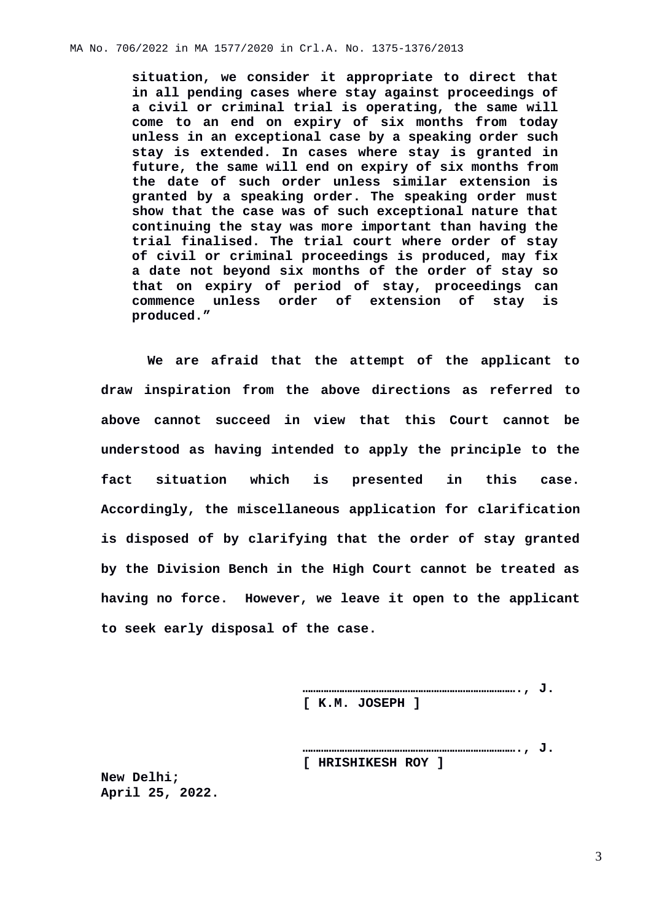> **situation, we consider it appropriate to direct that in all pending cases where stay against proceedings of a civil or criminal trial is operating, the same will come to an end on expiry of six months from today unless in an exceptional case by a speaking order such stay is extended. In cases where stay is granted in future, the same will end on expiry of six months from the date of such order unless similar extension is granted by a speaking order. The speaking order must show that the case was of such exceptional nature that continuing the stay was more important than having the trial finalised. The trial court where order of stay of civil or criminal proceedings is produced, may fix a date not beyond six months of the order of stay so that on expiry of period of stay, proceedings can commence unless order of extension of stay is produced.”**

**We are afraid that the attempt of the applicant to draw inspiration from the above directions as referred to above cannot succeed in view that this Court cannot be understood as having intended to apply the principle to the fact situation which is presented in this case. Accordingly, the miscellaneous application for clarification is disposed of by clarifying that the order of stay granted by the Division Bench in the High Court cannot be treated as having no force. However, we leave it open to the applicant to seek early disposal of the case.**

**……………………………………………………………., J.**
**[ K.M. JOSEPH ]**

**……………………………………………………………., J.**
**[ HRISHIKESH ROY ]**

**New Delhi;**
**April 25, 2022.**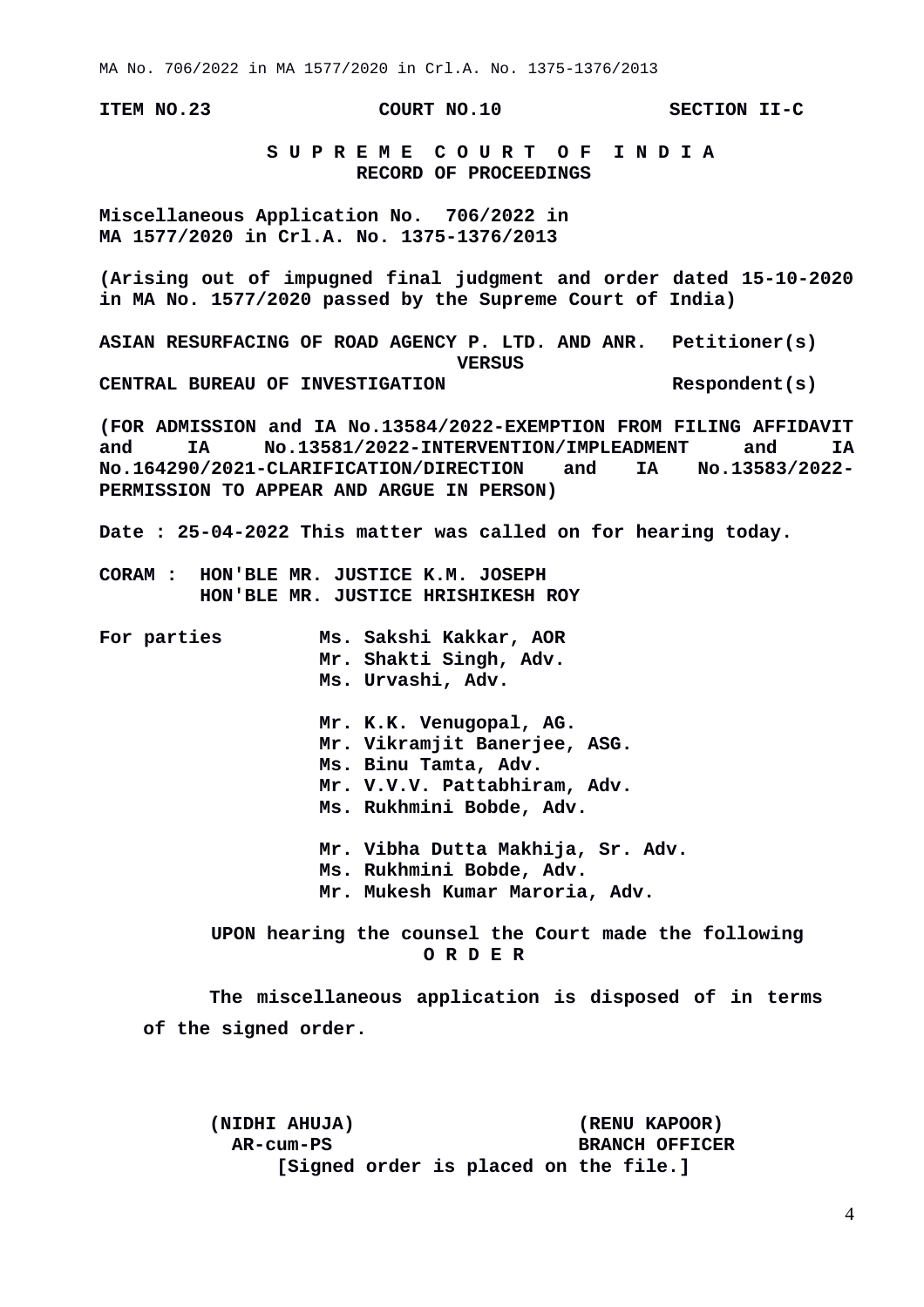**ITEM NO.23** **COURT NO.10** **SECTION II-C**

**S U P R E M E C O U R T O F I N D I A**
**RECORD OF PROCEEDINGS**

**Miscellaneous Application No. 706/2022 in**
**MA 1577/2020 in Crl.A. No. 1375-1376/2013**

**(Arising out of impugned final judgment and order dated 15-10-2020 in MA No. 1577/2020 passed by the Supreme Court of India)**

**ASIAN RESURFACING OF ROAD AGENCY P. LTD. AND ANR.** **Petitioner(s)**

**VERSUS**

**CENTRAL BUREAU OF INVESTIGATION** **Respondent(s)**

**(FOR ADMISSION and IA No.13584/2022-EXEMPTION FROM FILING AFFIDAVIT and IA No.13581/2022-INTERVENTION/IMPLEADMENT and IA No.164290/2021-CLARIFICATION/DIRECTION and IA No.13583/2022-PERMISSION TO APPEAR AND ARGUE IN PERSON)**

**Date : 25-04-2022 This matter was called on for hearing today.**

**CORAM : HON'BLE MR. JUSTICE K.M. JOSEPH**
**HON'BLE MR. JUSTICE HRISHIKESH ROY**

**For parties** **Ms. Sakshi Kakkar, AOR**
**Mr. Shakti Singh, Adv.**
**Ms. Urvashi, Adv.**

**Mr. K.K. Venugopal, AG.**
**Mr. Vikramjit Banerjee, ASG.**
**Ms. Binu Tamta, Adv.**
**Mr. V.V.V. Pattabhiram, Adv.**
**Ms. Rukhmini Bobde, Adv.**

**Mr. Vibha Dutta Makhija, Sr. Adv.**
**Ms. Rukhmini Bobde, Adv.**
**Mr. Mukesh Kumar Maroria, Adv.**

**UPON hearing the counsel the Court made the following**
**O R D E R**

**The miscellaneous application is disposed of in terms of the signed order.**

**(NIDHI AHUJA)** **(RENU KAPOOR)**
**AR-cum-PS** **BRANCH OFFICER**
**[Signed order is placed on the file.]**